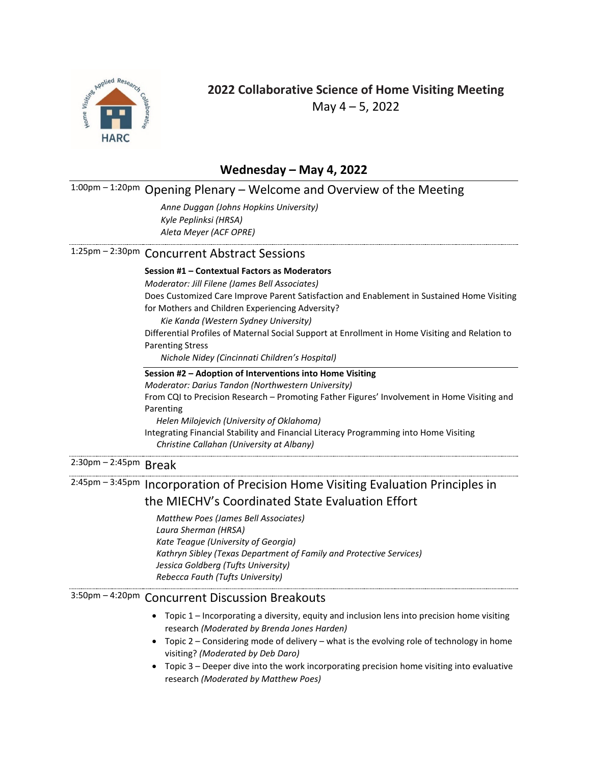# 2022 Collaborative Science of Home Visiting Meeting

May 4 – 5, 2022

## Wednesday – May 4, 2022

**1:00pm – 1:20pm** Opening Plenary – Welcome and Overview of the Meeting

*Anne Duggan (Johns Hopkins University)*
*Kyle Peplinksi (HRSA)*
*Aleta Meyer (ACF OPRE)*

**1:25pm – 2:30pm** Concurrent Abstract Sessions

**Session #1 – Contextual Factors as Moderators**
*Moderator: Jill Filene (James Bell Associates)*

Does Customized Care Improve Parent Satisfaction and Enablement in Sustained Home Visiting for Mothers and Children Experiencing Adversity?
*Kie Kanda (Western Sydney University)*

Differential Profiles of Maternal Social Support at Enrollment in Home Visiting and Relation to Parenting Stress
*Nichole Nidey (Cincinnati Children's Hospital)*

**Session #2 – Adoption of Interventions into Home Visiting**
*Moderator: Darius Tandon (Northwestern University)*

From CQI to Precision Research – Promoting Father Figures' Involvement in Home Visiting and Parenting
*Helen Milojevich (University of Oklahoma)*

Integrating Financial Stability and Financial Literacy Programming into Home Visiting
*Christine Callahan (University at Albany)*

**2:30pm – 2:45pm** Break

**2:45pm – 3:45pm** Incorporation of Precision Home Visiting Evaluation Principles in the MIECHV's Coordinated State Evaluation Effort

*Matthew Poes (James Bell Associates)*
*Laura Sherman (HRSA)*
*Kate Teague (University of Georgia)*
*Kathryn Sibley (Texas Department of Family and Protective Services)*
*Jessica Goldberg (Tufts University)*
*Rebecca Fauth (Tufts University)*

**3:50pm – 4:20pm** Concurrent Discussion Breakouts

- Topic 1 – Incorporating a diversity, equity and inclusion lens into precision home visiting research *(Moderated by Brenda Jones Harden)*
- Topic 2 – Considering mode of delivery – what is the evolving role of technology in home visiting? *(Moderated by Deb Daro)*
- Topic 3 – Deeper dive into the work incorporating precision home visiting into evaluative research *(Moderated by Matthew Poes)*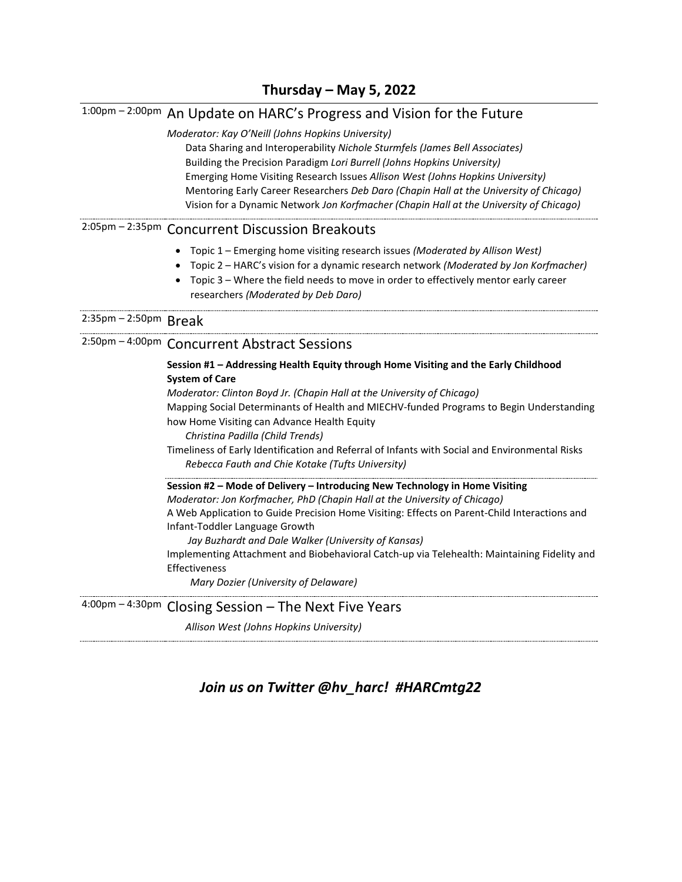## Thursday – May 5, 2022

**1:00pm – 2:00pm** An Update on HARC's Progress and Vision for the Future

*Moderator: Kay O'Neill (Johns Hopkins University)*

Data Sharing and Interoperability *Nichole Sturmfels (James Bell Associates)*
Building the Precision Paradigm *Lori Burrell (Johns Hopkins University)*
Emerging Home Visiting Research Issues *Allison West (Johns Hopkins University)*
Mentoring Early Career Researchers *Deb Daro (Chapin Hall at the University of Chicago)*
Vision for a Dynamic Network *Jon Korfmacher (Chapin Hall at the University of Chicago)*

**2:05pm – 2:35pm** Concurrent Discussion Breakouts

- Topic 1 – Emerging home visiting research issues *(Moderated by Allison West)*
- Topic 2 – HARC's vision for a dynamic research network *(Moderated by Jon Korfmacher)*
- Topic 3 – Where the field needs to move in order to effectively mentor early career researchers *(Moderated by Deb Daro)*

**2:35pm – 2:50pm** Break

**2:50pm – 4:00pm** Concurrent Abstract Sessions

**Session #1 – Addressing Health Equity through Home Visiting and the Early Childhood System of Care**
*Moderator: Clinton Boyd Jr. (Chapin Hall at the University of Chicago)*
Mapping Social Determinants of Health and MIECHV-funded Programs to Begin Understanding how Home Visiting can Advance Health Equity
*Christina Padilla (Child Trends)*
Timeliness of Early Identification and Referral of Infants with Social and Environmental Risks
*Rebecca Fauth and Chie Kotake (Tufts University)*

**Session #2 – Mode of Delivery – Introducing New Technology in Home Visiting**
*Moderator: Jon Korfmacher, PhD (Chapin Hall at the University of Chicago)*
A Web Application to Guide Precision Home Visiting: Effects on Parent-Child Interactions and Infant-Toddler Language Growth
*Jay Buzhardt and Dale Walker (University of Kansas)*
Implementing Attachment and Biobehavioral Catch-up via Telehealth: Maintaining Fidelity and Effectiveness
*Mary Dozier (University of Delaware)*

**4:00pm – 4:30pm** Closing Session – The Next Five Years

*Allison West (Johns Hopkins University)*

***Join us on Twitter @hv_harc! #HARCmtg22***